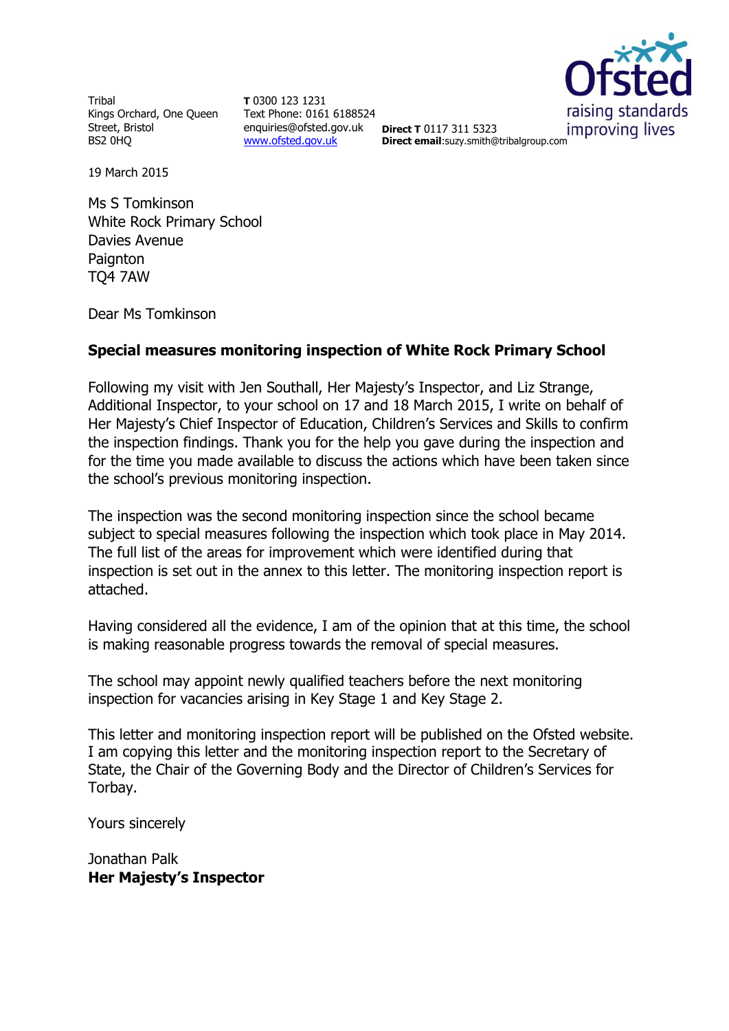Tribal
Kings Orchard, One Queen Street, Bristol
BS2 0HQ

**T** 0300 123 1231
Text Phone: 0161 6188524
enquiries@ofsted.gov.uk
www.ofsted.gov.uk

**Direct T** 0117 311 5323
**Direct email**:suzy.smith@tribalgroup.com

Ofsted
raising standards
improving lives

19 March 2015

Ms S Tomkinson
White Rock Primary School
Davies Avenue
Paignton
TQ4 7AW

Dear Ms Tomkinson

**Special measures monitoring inspection of White Rock Primary School**

Following my visit with Jen Southall, Her Majesty's Inspector, and Liz Strange, Additional Inspector, to your school on 17 and 18 March 2015, I write on behalf of Her Majesty's Chief Inspector of Education, Children's Services and Skills to confirm the inspection findings. Thank you for the help you gave during the inspection and for the time you made available to discuss the actions which have been taken since the school's previous monitoring inspection.

The inspection was the second monitoring inspection since the school became subject to special measures following the inspection which took place in May 2014. The full list of the areas for improvement which were identified during that inspection is set out in the annex to this letter. The monitoring inspection report is attached.

Having considered all the evidence, I am of the opinion that at this time, the school is making reasonable progress towards the removal of special measures.

The school may appoint newly qualified teachers before the next monitoring inspection for vacancies arising in Key Stage 1 and Key Stage 2.

This letter and monitoring inspection report will be published on the Ofsted website. I am copying this letter and the monitoring inspection report to the Secretary of State, the Chair of the Governing Body and the Director of Children's Services for Torbay.

Yours sincerely

Jonathan Palk
**Her Majesty's Inspector**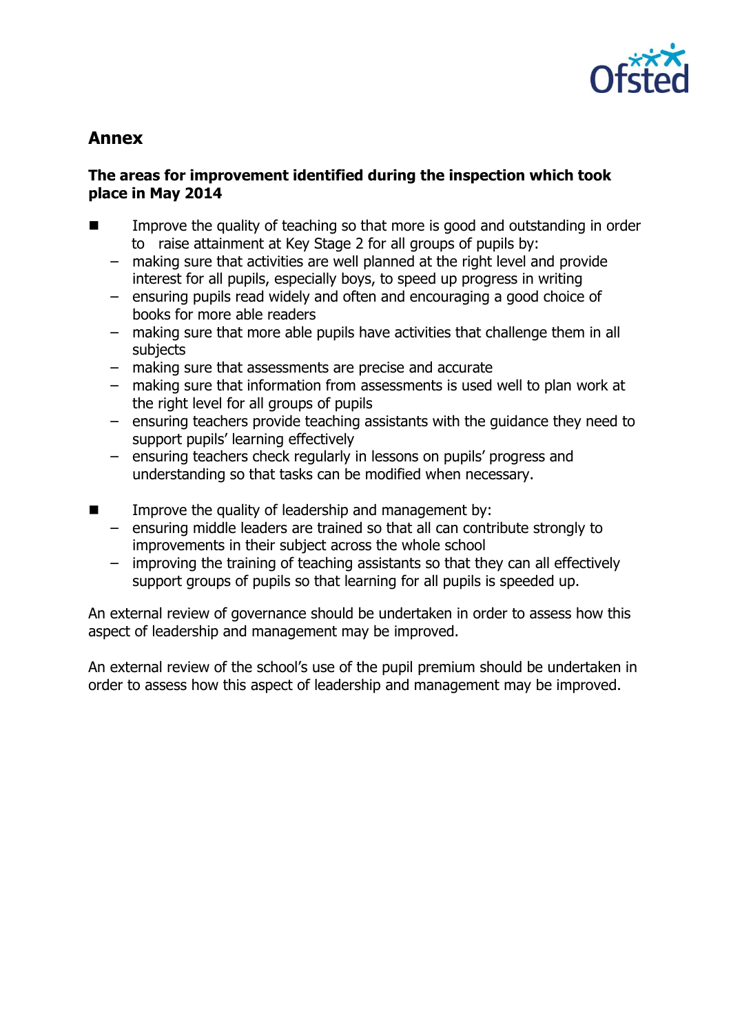## Annex

**The areas for improvement identified during the inspection which took place in May 2014**

- Improve the quality of teaching so that more is good and outstanding in order to raise attainment at Key Stage 2 for all groups of pupils by:
  - making sure that activities are well planned at the right level and provide interest for all pupils, especially boys, to speed up progress in writing
  - ensuring pupils read widely and often and encouraging a good choice of books for more able readers
  - making sure that more able pupils have activities that challenge them in all subjects
  - making sure that assessments are precise and accurate
  - making sure that information from assessments is used well to plan work at the right level for all groups of pupils
  - ensuring teachers provide teaching assistants with the guidance they need to support pupils' learning effectively
  - ensuring teachers check regularly in lessons on pupils' progress and understanding so that tasks can be modified when necessary.

- Improve the quality of leadership and management by:
  - ensuring middle leaders are trained so that all can contribute strongly to improvements in their subject across the whole school
  - improving the training of teaching assistants so that they can all effectively support groups of pupils so that learning for all pupils is speeded up.

An external review of governance should be undertaken in order to assess how this aspect of leadership and management may be improved.

An external review of the school's use of the pupil premium should be undertaken in order to assess how this aspect of leadership and management may be improved.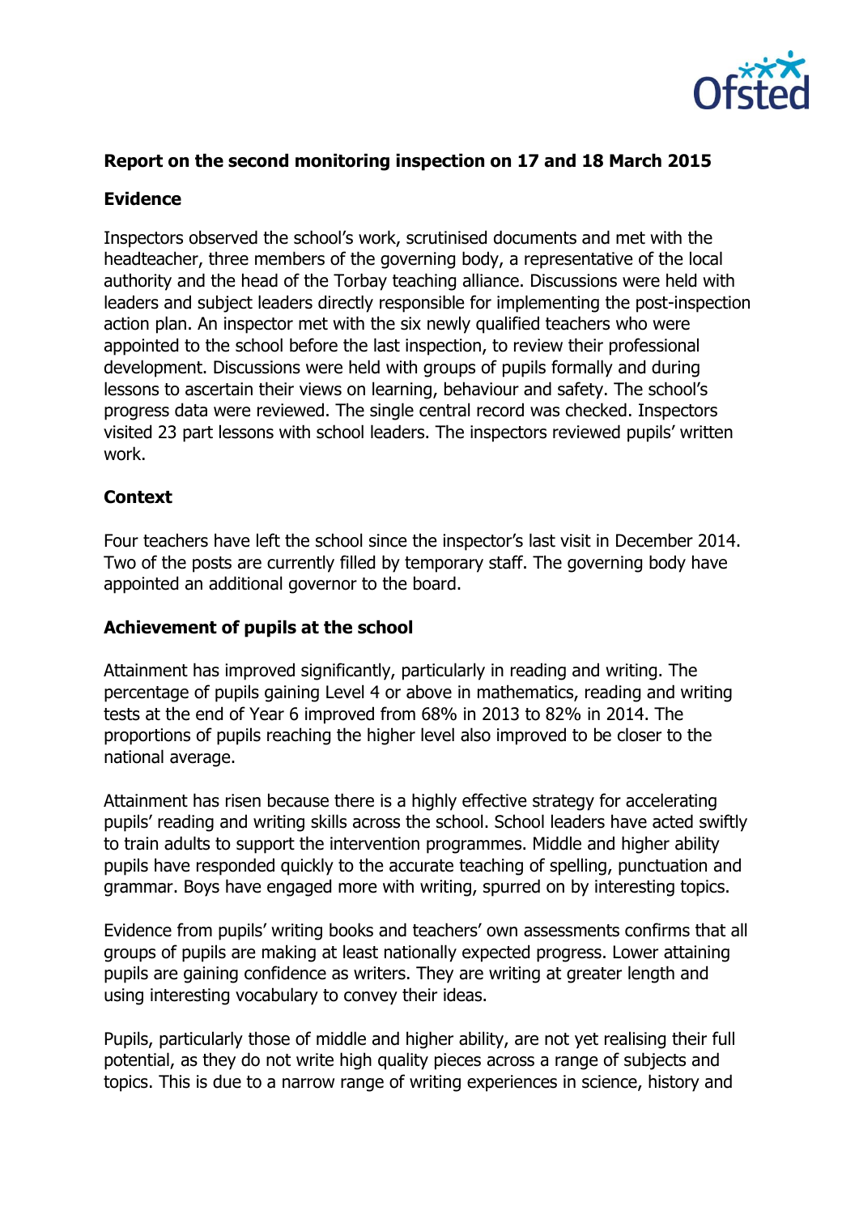## Report on the second monitoring inspection on 17 and 18 March 2015

### Evidence

Inspectors observed the school's work, scrutinised documents and met with the headteacher, three members of the governing body, a representative of the local authority and the head of the Torbay teaching alliance. Discussions were held with leaders and subject leaders directly responsible for implementing the post-inspection action plan. An inspector met with the six newly qualified teachers who were appointed to the school before the last inspection, to review their professional development. Discussions were held with groups of pupils formally and during lessons to ascertain their views on learning, behaviour and safety. The school's progress data were reviewed. The single central record was checked. Inspectors visited 23 part lessons with school leaders. The inspectors reviewed pupils' written work.

### Context

Four teachers have left the school since the inspector's last visit in December 2014. Two of the posts are currently filled by temporary staff. The governing body have appointed an additional governor to the board.

### Achievement of pupils at the school

Attainment has improved significantly, particularly in reading and writing. The percentage of pupils gaining Level 4 or above in mathematics, reading and writing tests at the end of Year 6 improved from 68% in 2013 to 82% in 2014. The proportions of pupils reaching the higher level also improved to be closer to the national average.

Attainment has risen because there is a highly effective strategy for accelerating pupils' reading and writing skills across the school. School leaders have acted swiftly to train adults to support the intervention programmes. Middle and higher ability pupils have responded quickly to the accurate teaching of spelling, punctuation and grammar. Boys have engaged more with writing, spurred on by interesting topics.

Evidence from pupils' writing books and teachers' own assessments confirms that all groups of pupils are making at least nationally expected progress. Lower attaining pupils are gaining confidence as writers. They are writing at greater length and using interesting vocabulary to convey their ideas.

Pupils, particularly those of middle and higher ability, are not yet realising their full potential, as they do not write high quality pieces across a range of subjects and topics. This is due to a narrow range of writing experiences in science, history and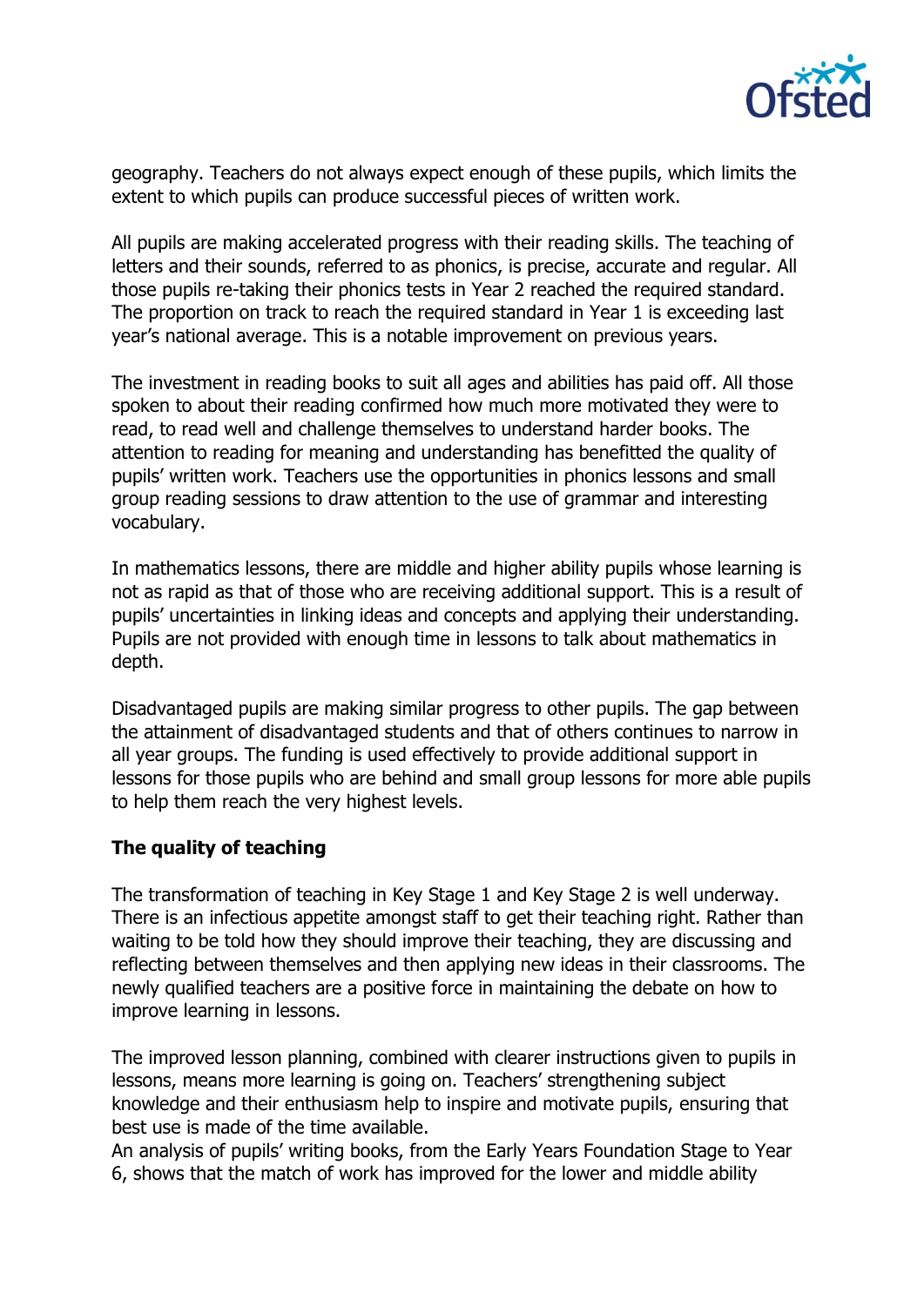geography. Teachers do not always expect enough of these pupils, which limits the extent to which pupils can produce successful pieces of written work.

All pupils are making accelerated progress with their reading skills. The teaching of letters and their sounds, referred to as phonics, is precise, accurate and regular. All those pupils re-taking their phonics tests in Year 2 reached the required standard. The proportion on track to reach the required standard in Year 1 is exceeding last year's national average. This is a notable improvement on previous years.

The investment in reading books to suit all ages and abilities has paid off. All those spoken to about their reading confirmed how much more motivated they were to read, to read well and challenge themselves to understand harder books. The attention to reading for meaning and understanding has benefitted the quality of pupils' written work. Teachers use the opportunities in phonics lessons and small group reading sessions to draw attention to the use of grammar and interesting vocabulary.

In mathematics lessons, there are middle and higher ability pupils whose learning is not as rapid as that of those who are receiving additional support. This is a result of pupils' uncertainties in linking ideas and concepts and applying their understanding. Pupils are not provided with enough time in lessons to talk about mathematics in depth.

Disadvantaged pupils are making similar progress to other pupils. The gap between the attainment of disadvantaged students and that of others continues to narrow in all year groups. The funding is used effectively to provide additional support in lessons for those pupils who are behind and small group lessons for more able pupils to help them reach the very highest levels.

**The quality of teaching**

The transformation of teaching in Key Stage 1 and Key Stage 2 is well underway. There is an infectious appetite amongst staff to get their teaching right. Rather than waiting to be told how they should improve their teaching, they are discussing and reflecting between themselves and then applying new ideas in their classrooms. The newly qualified teachers are a positive force in maintaining the debate on how to improve learning in lessons.

The improved lesson planning, combined with clearer instructions given to pupils in lessons, means more learning is going on. Teachers' strengthening subject knowledge and their enthusiasm help to inspire and motivate pupils, ensuring that best use is made of the time available.
An analysis of pupils' writing books, from the Early Years Foundation Stage to Year 6, shows that the match of work has improved for the lower and middle ability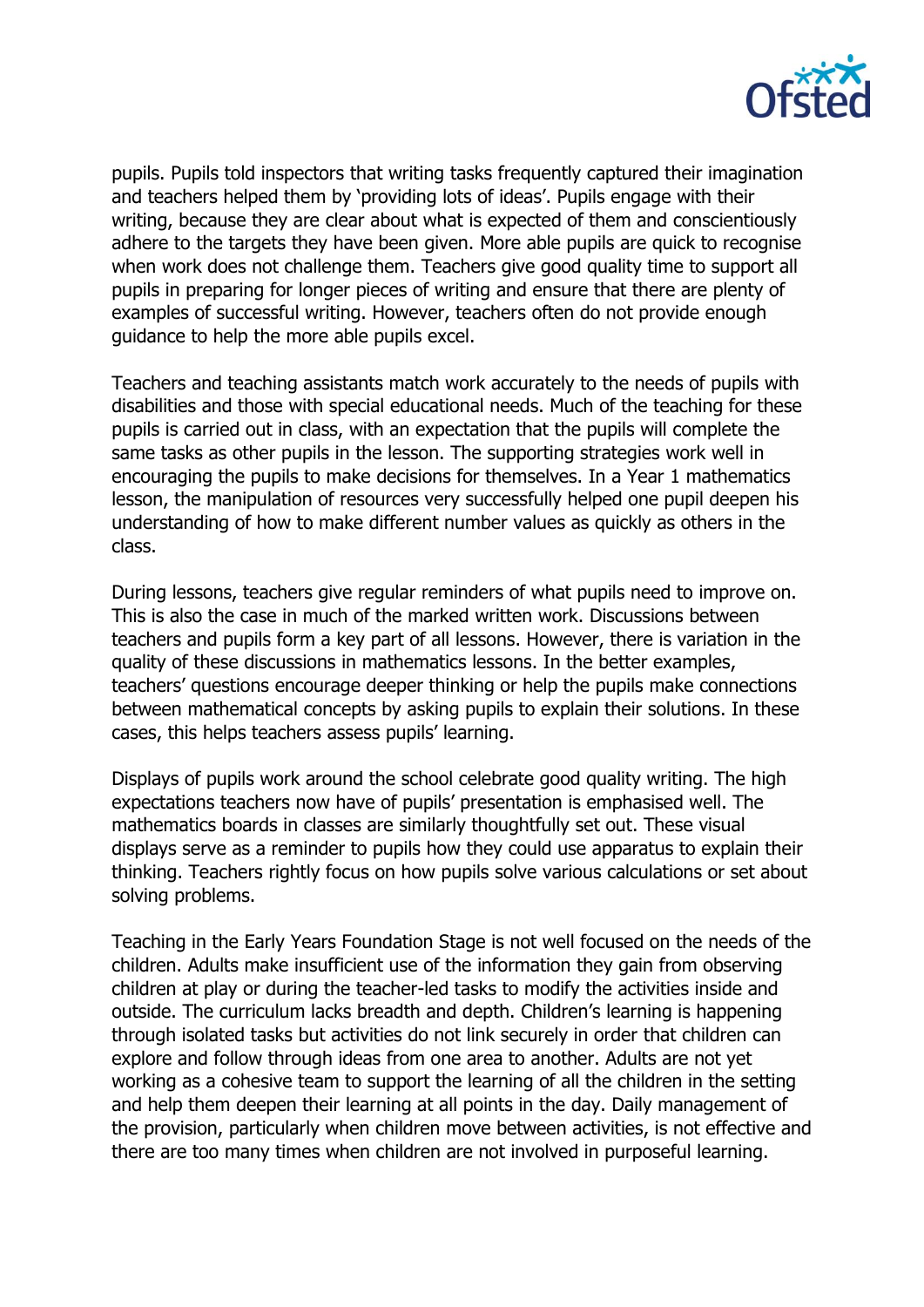pupils. Pupils told inspectors that writing tasks frequently captured their imagination and teachers helped them by 'providing lots of ideas'. Pupils engage with their writing, because they are clear about what is expected of them and conscientiously adhere to the targets they have been given. More able pupils are quick to recognise when work does not challenge them. Teachers give good quality time to support all pupils in preparing for longer pieces of writing and ensure that there are plenty of examples of successful writing. However, teachers often do not provide enough guidance to help the more able pupils excel.

Teachers and teaching assistants match work accurately to the needs of pupils with disabilities and those with special educational needs. Much of the teaching for these pupils is carried out in class, with an expectation that the pupils will complete the same tasks as other pupils in the lesson. The supporting strategies work well in encouraging the pupils to make decisions for themselves. In a Year 1 mathematics lesson, the manipulation of resources very successfully helped one pupil deepen his understanding of how to make different number values as quickly as others in the class.

During lessons, teachers give regular reminders of what pupils need to improve on. This is also the case in much of the marked written work. Discussions between teachers and pupils form a key part of all lessons. However, there is variation in the quality of these discussions in mathematics lessons. In the better examples, teachers' questions encourage deeper thinking or help the pupils make connections between mathematical concepts by asking pupils to explain their solutions. In these cases, this helps teachers assess pupils' learning.

Displays of pupils work around the school celebrate good quality writing. The high expectations teachers now have of pupils' presentation is emphasised well. The mathematics boards in classes are similarly thoughtfully set out. These visual displays serve as a reminder to pupils how they could use apparatus to explain their thinking. Teachers rightly focus on how pupils solve various calculations or set about solving problems.

Teaching in the Early Years Foundation Stage is not well focused on the needs of the children. Adults make insufficient use of the information they gain from observing children at play or during the teacher-led tasks to modify the activities inside and outside. The curriculum lacks breadth and depth. Children's learning is happening through isolated tasks but activities do not link securely in order that children can explore and follow through ideas from one area to another. Adults are not yet working as a cohesive team to support the learning of all the children in the setting and help them deepen their learning at all points in the day. Daily management of the provision, particularly when children move between activities, is not effective and there are too many times when children are not involved in purposeful learning.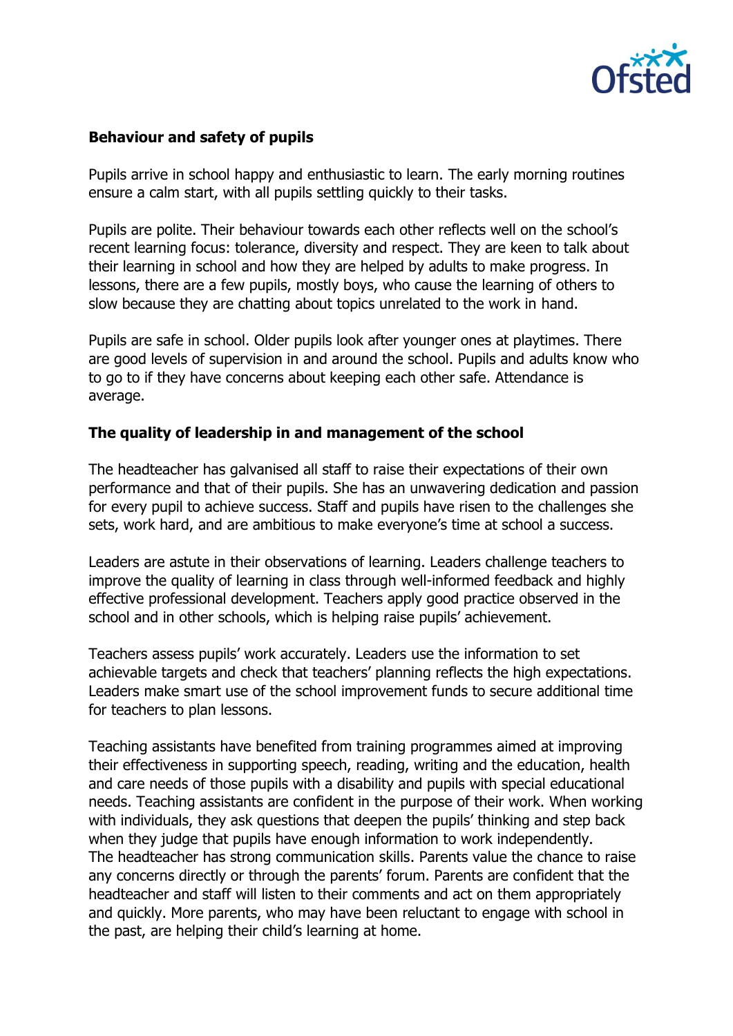### Behaviour and safety of pupils

Pupils arrive in school happy and enthusiastic to learn. The early morning routines ensure a calm start, with all pupils settling quickly to their tasks.

Pupils are polite. Their behaviour towards each other reflects well on the school's recent learning focus: tolerance, diversity and respect. They are keen to talk about their learning in school and how they are helped by adults to make progress. In lessons, there are a few pupils, mostly boys, who cause the learning of others to slow because they are chatting about topics unrelated to the work in hand.

Pupils are safe in school. Older pupils look after younger ones at playtimes. There are good levels of supervision in and around the school. Pupils and adults know who to go to if they have concerns about keeping each other safe. Attendance is average.

### The quality of leadership in and management of the school

The headteacher has galvanised all staff to raise their expectations of their own performance and that of their pupils. She has an unwavering dedication and passion for every pupil to achieve success. Staff and pupils have risen to the challenges she sets, work hard, and are ambitious to make everyone's time at school a success.

Leaders are astute in their observations of learning. Leaders challenge teachers to improve the quality of learning in class through well-informed feedback and highly effective professional development. Teachers apply good practice observed in the school and in other schools, which is helping raise pupils' achievement.

Teachers assess pupils' work accurately. Leaders use the information to set achievable targets and check that teachers' planning reflects the high expectations. Leaders make smart use of the school improvement funds to secure additional time for teachers to plan lessons.

Teaching assistants have benefited from training programmes aimed at improving their effectiveness in supporting speech, reading, writing and the education, health and care needs of those pupils with a disability and pupils with special educational needs. Teaching assistants are confident in the purpose of their work. When working with individuals, they ask questions that deepen the pupils' thinking and step back when they judge that pupils have enough information to work independently.
The headteacher has strong communication skills. Parents value the chance to raise any concerns directly or through the parents' forum. Parents are confident that the headteacher and staff will listen to their comments and act on them appropriately and quickly. More parents, who may have been reluctant to engage with school in the past, are helping their child's learning at home.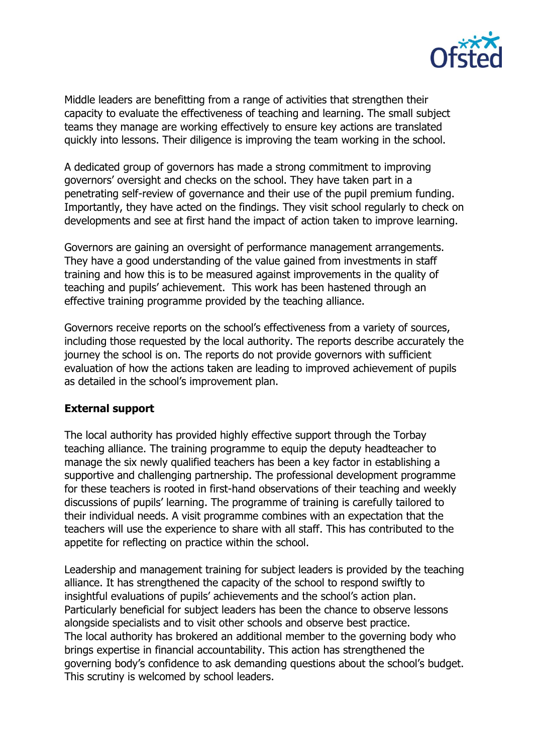Middle leaders are benefitting from a range of activities that strengthen their capacity to evaluate the effectiveness of teaching and learning. The small subject teams they manage are working effectively to ensure key actions are translated quickly into lessons. Their diligence is improving the team working in the school.

A dedicated group of governors has made a strong commitment to improving governors' oversight and checks on the school. They have taken part in a penetrating self-review of governance and their use of the pupil premium funding. Importantly, they have acted on the findings. They visit school regularly to check on developments and see at first hand the impact of action taken to improve learning.

Governors are gaining an oversight of performance management arrangements. They have a good understanding of the value gained from investments in staff training and how this is to be measured against improvements in the quality of teaching and pupils' achievement. This work has been hastened through an effective training programme provided by the teaching alliance.

Governors receive reports on the school's effectiveness from a variety of sources, including those requested by the local authority. The reports describe accurately the journey the school is on. The reports do not provide governors with sufficient evaluation of how the actions taken are leading to improved achievement of pupils as detailed in the school's improvement plan.

**External support**

The local authority has provided highly effective support through the Torbay teaching alliance. The training programme to equip the deputy headteacher to manage the six newly qualified teachers has been a key factor in establishing a supportive and challenging partnership. The professional development programme for these teachers is rooted in first-hand observations of their teaching and weekly discussions of pupils' learning. The programme of training is carefully tailored to their individual needs. A visit programme combines with an expectation that the teachers will use the experience to share with all staff. This has contributed to the appetite for reflecting on practice within the school.

Leadership and management training for subject leaders is provided by the teaching alliance. It has strengthened the capacity of the school to respond swiftly to insightful evaluations of pupils' achievements and the school's action plan. Particularly beneficial for subject leaders has been the chance to observe lessons alongside specialists and to visit other schools and observe best practice.
The local authority has brokered an additional member to the governing body who brings expertise in financial accountability. This action has strengthened the governing body's confidence to ask demanding questions about the school's budget. This scrutiny is welcomed by school leaders.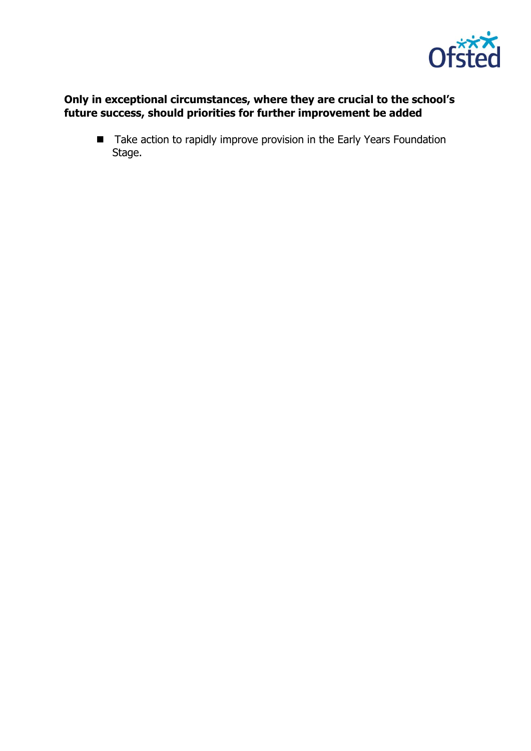**Only in exceptional circumstances, where they are crucial to the school's future success, should priorities for further improvement be added**

- Take action to rapidly improve provision in the Early Years Foundation Stage.